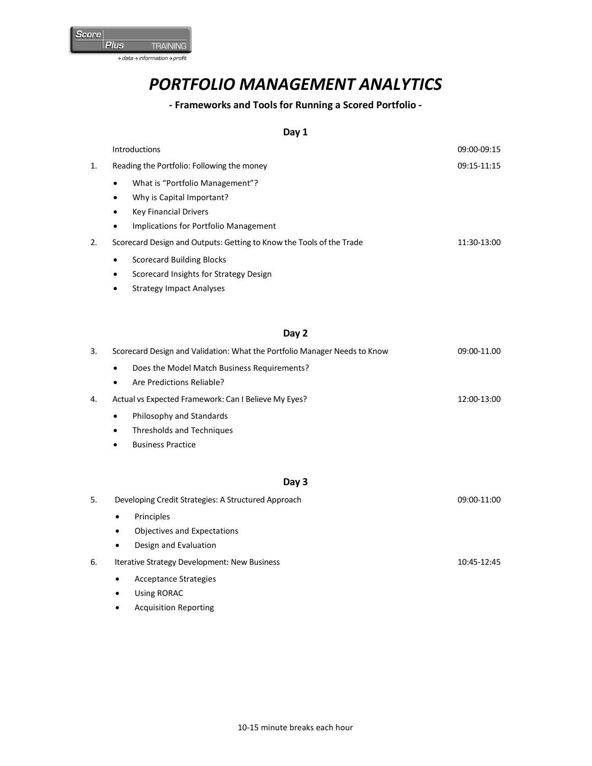# *PORTFOLIO MANAGEMENT ANALYTICS*

**- Frameworks and Tools for Running a Scored Portfolio -**

## Day 1

| | | |
|---|---|---|
| | Introductions | 09:00-09:15 |
| 1. | Reading the Portfolio: Following the money | 09:15-11:15 |
| | • What is "Portfolio Management"? | |
| | • Why is Capital Important? | |
| | • Key Financial Drivers | |
| | • Implications for Portfolio Management | |
| 2. | Scorecard Design and Outputs: Getting to Know the Tools of the Trade | 11:30-13:00 |
| | • Scorecard Building Blocks | |
| | • Scorecard Insights for Strategy Design | |
| | • Strategy Impact Analyses | |

## Day 2

| | | |
|---|---|---|
| 3. | Scorecard Design and Validation: What the Portfolio Manager Needs to Know | 09:00-11.00 |
| | • Does the Model Match Business Requirements? | |
| | • Are Predictions Reliable? | |
| 4. | Actual vs Expected Framework: Can I Believe My Eyes? | 12:00-13:00 |
| | • Philosophy and Standards | |
| | • Thresholds and Techniques | |
| | • Business Practice | |

## Day 3

| | | |
|---|---|---|
| 5. | Developing Credit Strategies: A Structured Approach | 09:00-11:00 |
| | • Principles | |
| | • Objectives and Expectations | |
| | • Design and Evaluation | |
| 6. | Iterative Strategy Development: New Business | 10:45-12:45 |
| | • Acceptance Strategies | |
| | • Using RORAC | |
| | • Acquisition Reporting | |

10-15 minute breaks each hour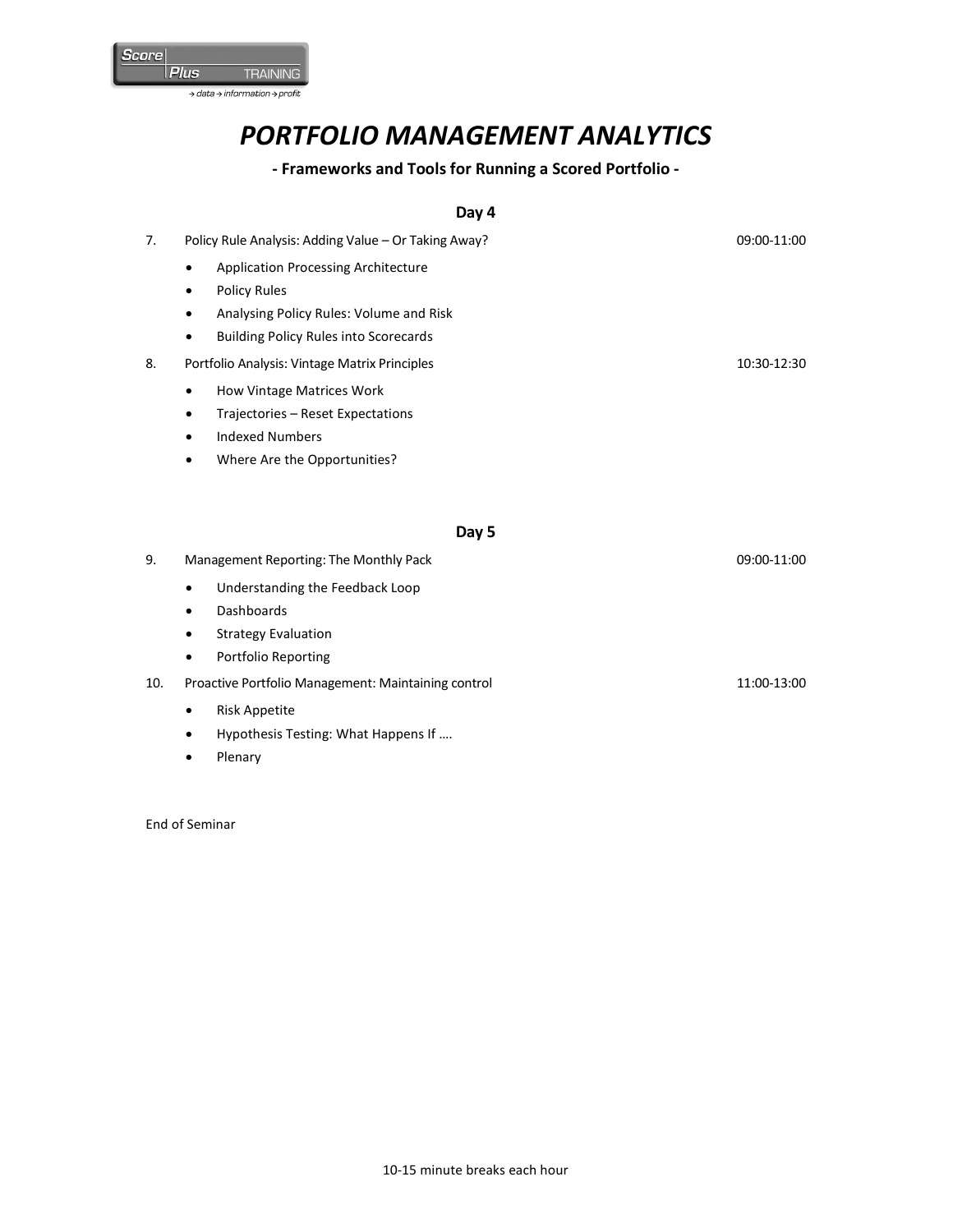# PORTFOLIO MANAGEMENT ANALYTICS

**- Frameworks and Tools for Running a Scored Portfolio -**

## Day 4

7. Policy Rule Analysis: Adding Value – Or Taking Away? 09:00-11:00
   - Application Processing Architecture
   - Policy Rules
   - Analysing Policy Rules: Volume and Risk
   - Building Policy Rules into Scorecards
8. Portfolio Analysis: Vintage Matrix Principles 10:30-12:30
   - How Vintage Matrices Work
   - Trajectories – Reset Expectations
   - Indexed Numbers
   - Where Are the Opportunities?

## Day 5

9. Management Reporting: The Monthly Pack 09:00-11:00
   - Understanding the Feedback Loop
   - Dashboards
   - Strategy Evaluation
   - Portfolio Reporting
10. Proactive Portfolio Management: Maintaining control 11:00-13:00
    - Risk Appetite
    - Hypothesis Testing: What Happens If ….
    - Plenary

End of Seminar

10-15 minute breaks each hour